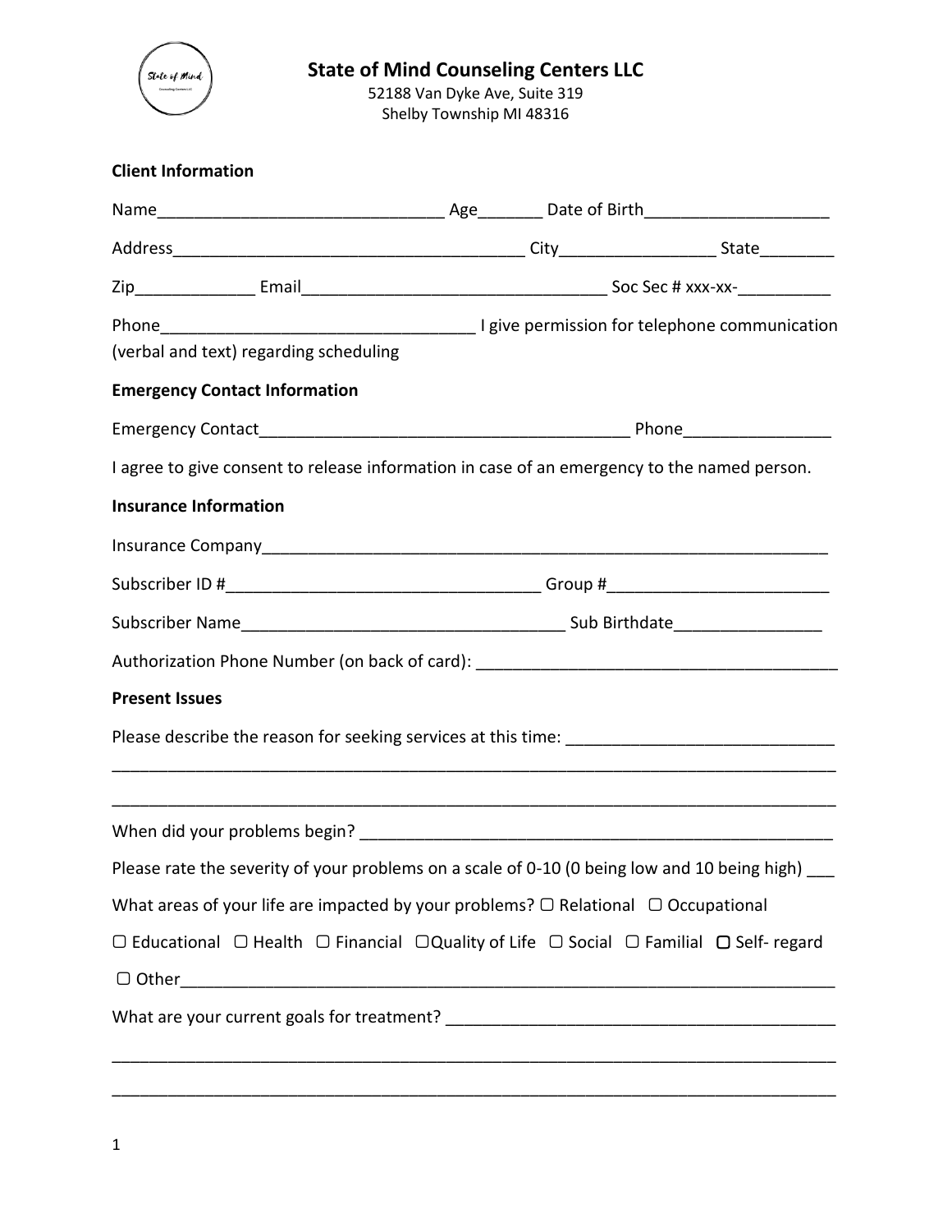# State of Mind Counseling Centers LLC

52188 Van Dyke Ave, Suite 319
Shelby Township MI 48316

**Client Information**

Name_______________________________ Age_______ Date of Birth____________________

Address_______________________________________ City_________________ State________

Zip_____________ Email_________________________________ Soc Sec # xxx-xx-__________

Phone__________________________________ I give permission for telephone communication (verbal and text) regarding scheduling

**Emergency Contact Information**

Emergency Contact________________________________________ Phone________________

I agree to give consent to release information in case of an emergency to the named person.

**Insurance Information**

Insurance Company_______________________________________________________________

Subscriber ID #__________________________________ Group #________________________

Subscriber Name___________________________________ Sub Birthdate________________

Authorization Phone Number (on back of card): _______________________________________

**Present Issues**

Please describe the reason for seeking services at this time: ____________________________

_____________________________________________________________________________

_____________________________________________________________________________

When did your problems begin? ____________________________________________________

Please rate the severity of your problems on a scale of 0-10 (0 being low and 10 being high) ___

What areas of your life are impacted by your problems? ☐ Relational ☐ Occupational

☐ Educational ☐ Health ☐ Financial ☐Quality of Life ☐ Social ☐ Familial ☐ Self- regard

☐ Other_________________________________________________________________________

What are your current goals for treatment? ________________________________________

_____________________________________________________________________________

_____________________________________________________________________________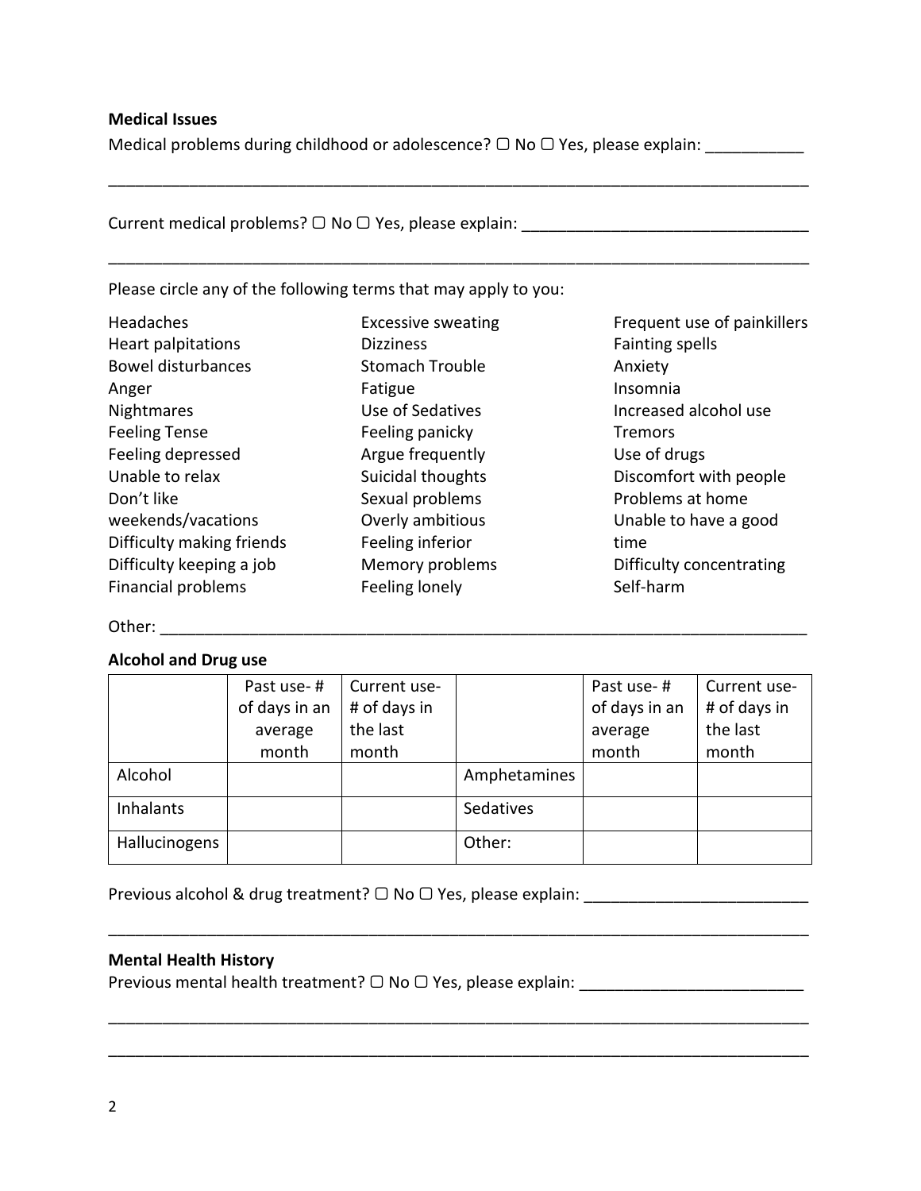**Medical Issues**

Medical problems during childhood or adolescence? ▢ No ▢ Yes, please explain: ___________

_________________________________________________________________________________

Current medical problems? ▢ No ▢ Yes, please explain: _______________________________

_________________________________________________________________________________

Please circle any of the following terms that may apply to you:

| | | |
|---|---|---|
| Headaches | Excessive sweating | Frequent use of painkillers |
| Heart palpitations | Dizziness | Fainting spells |
| Bowel disturbances | Stomach Trouble | Anxiety |
| Anger | Fatigue | Insomnia |
| Nightmares | Use of Sedatives | Increased alcohol use |
| Feeling Tense | Feeling panicky | Tremors |
| Feeling depressed | Argue frequently | Use of drugs |
| Unable to relax | Suicidal thoughts | Discomfort with people |
| Don't like weekends/vacations | Sexual problems | Problems at home |
| Difficulty making friends | Overly ambitious | Unable to have a good time |
| Difficulty keeping a job | Feeling inferior | Difficulty concentrating |
| Financial problems | Memory problems | Self-harm |
| | Feeling lonely | |

Other: ___________________________________________________________________________

**Alcohol and Drug use**

| | Past use- # of days in an average month | Current use- # of days in the last month | | Past use- # of days in an average month | Current use- # of days in the last month |
|---|---|---|---|---|---|
| Alcohol | | | Amphetamines | | |
| Inhalants | | | Sedatives | | |
| Hallucinogens | | | Other: | | |

Previous alcohol & drug treatment? ▢ No ▢ Yes, please explain: _________________________

_________________________________________________________________________________

**Mental Health History**

Previous mental health treatment? ▢ No ▢ Yes, please explain: _________________________

_________________________________________________________________________________

_________________________________________________________________________________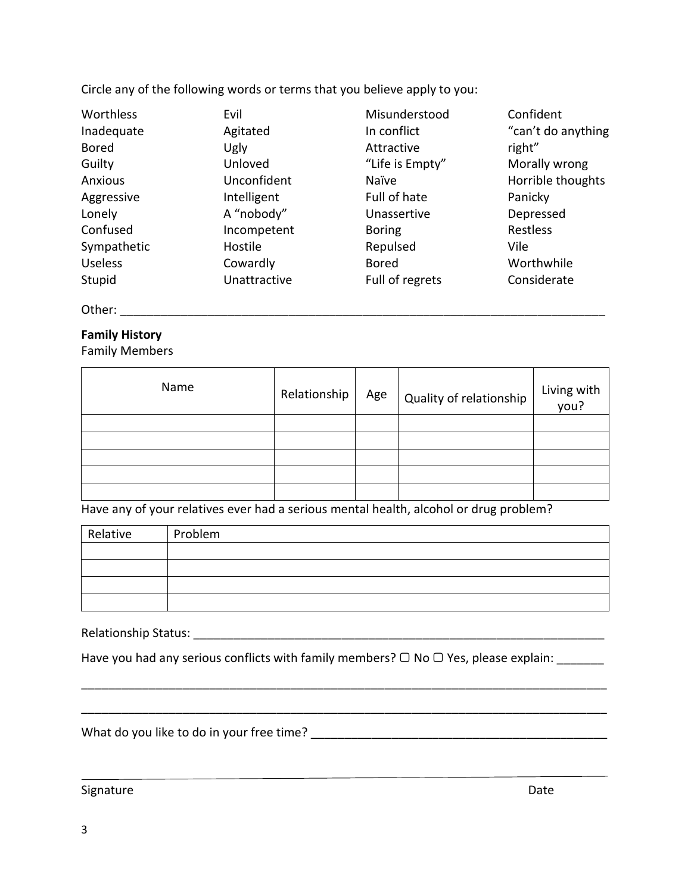Circle any of the following words or terms that you believe apply to you:

| | | | |
|---|---|---|---|
| Worthless | Evil | Misunderstood | Confident |
| Inadequate | Agitated | In conflict | "can't do anything right" |
| Bored | Ugly | Attractive | |
| Guilty | Unloved | "Life is Empty" | Morally wrong |
| Anxious | Unconfident | Naïve | Horrible thoughts |
| Aggressive | Intelligent | Full of hate | Panicky |
| Lonely | A "nobody" | Unassertive | Depressed |
| Confused | Incompetent | Boring | Restless |
| Sympathetic | Hostile | Repulsed | Vile |
| Useless | Cowardly | Bored | Worthwhile |
| Stupid | Unattractive | Full of regrets | Considerate |

Other: ___________________________________________________________________________

**Family History**

Family Members

| Name | Relationship | Age | Quality of relationship | Living with you? |
|---|---|---|---|---|
| | | | | |
| | | | | |
| | | | | |
| | | | | |
| | | | | |

Have any of your relatives ever had a serious mental health, alcohol or drug problem?

| Relative | Problem |
|---|---|
| | |
| | |
| | |
| | |

Relationship Status: _______________________________________________________________

Have you had any serious conflicts with family members? ▢ No ▢ Yes, please explain: _______

_________________________________________________________________________________

_________________________________________________________________________________

What do you like to do in your free time? _____________________________________________

_________________________________________________________________________________

Signature                                                                                                                    Date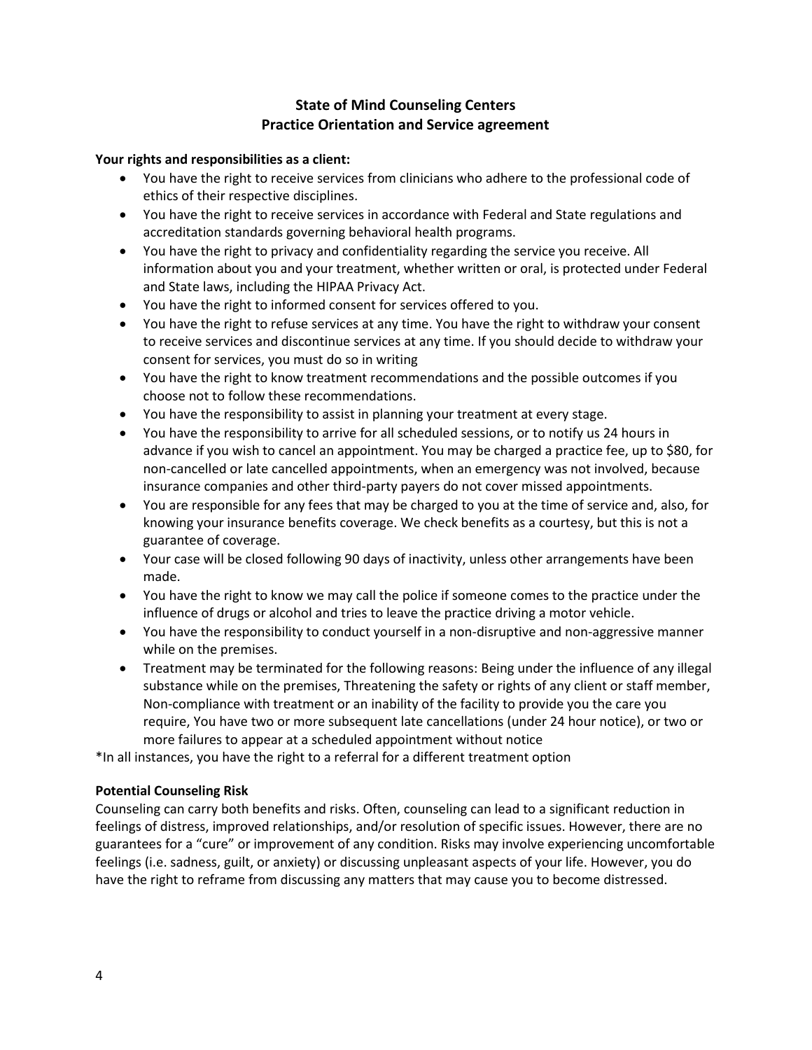## State of Mind Counseling Centers
## Practice Orientation and Service agreement

**Your rights and responsibilities as a client:**

- You have the right to receive services from clinicians who adhere to the professional code of ethics of their respective disciplines.
- You have the right to receive services in accordance with Federal and State regulations and accreditation standards governing behavioral health programs.
- You have the right to privacy and confidentiality regarding the service you receive. All information about you and your treatment, whether written or oral, is protected under Federal and State laws, including the HIPAA Privacy Act.
- You have the right to informed consent for services offered to you.
- You have the right to refuse services at any time. You have the right to withdraw your consent to receive services and discontinue services at any time. If you should decide to withdraw your consent for services, you must do so in writing
- You have the right to know treatment recommendations and the possible outcomes if you choose not to follow these recommendations.
- You have the responsibility to assist in planning your treatment at every stage.
- You have the responsibility to arrive for all scheduled sessions, or to notify us 24 hours in advance if you wish to cancel an appointment. You may be charged a practice fee, up to $80, for non-cancelled or late cancelled appointments, when an emergency was not involved, because insurance companies and other third-party payers do not cover missed appointments.
- You are responsible for any fees that may be charged to you at the time of service and, also, for knowing your insurance benefits coverage. We check benefits as a courtesy, but this is not a guarantee of coverage.
- Your case will be closed following 90 days of inactivity, unless other arrangements have been made.
- You have the right to know we may call the police if someone comes to the practice under the influence of drugs or alcohol and tries to leave the practice driving a motor vehicle.
- You have the responsibility to conduct yourself in a non-disruptive and non-aggressive manner while on the premises.
- Treatment may be terminated for the following reasons: Being under the influence of any illegal substance while on the premises, Threatening the safety or rights of any client or staff member, Non-compliance with treatment or an inability of the facility to provide you the care you require, You have two or more subsequent late cancellations (under 24 hour notice), or two or more failures to appear at a scheduled appointment without notice

*In all instances, you have the right to a referral for a different treatment option

**Potential Counseling Risk**

Counseling can carry both benefits and risks. Often, counseling can lead to a significant reduction in feelings of distress, improved relationships, and/or resolution of specific issues. However, there are no guarantees for a "cure" or improvement of any condition. Risks may involve experiencing uncomfortable feelings (i.e. sadness, guilt, or anxiety) or discussing unpleasant aspects of your life. However, you do have the right to reframe from discussing any matters that may cause you to become distressed.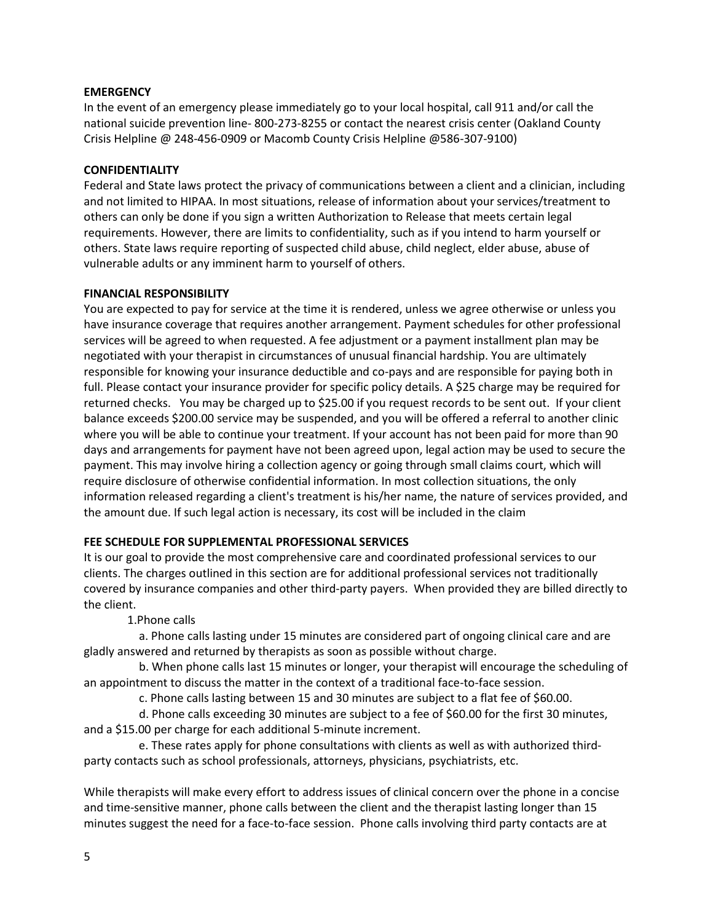**EMERGENCY**

In the event of an emergency please immediately go to your local hospital, call 911 and/or call the national suicide prevention line- 800-273-8255 or contact the nearest crisis center (Oakland County Crisis Helpline @ 248-456-0909 or Macomb County Crisis Helpline @586-307-9100)

**CONFIDENTIALITY**

Federal and State laws protect the privacy of communications between a client and a clinician, including and not limited to HIPAA. In most situations, release of information about your services/treatment to others can only be done if you sign a written Authorization to Release that meets certain legal requirements. However, there are limits to confidentiality, such as if you intend to harm yourself or others. State laws require reporting of suspected child abuse, child neglect, elder abuse, abuse of vulnerable adults or any imminent harm to yourself of others.

**FINANCIAL RESPONSIBILITY**

You are expected to pay for service at the time it is rendered, unless we agree otherwise or unless you have insurance coverage that requires another arrangement. Payment schedules for other professional services will be agreed to when requested. A fee adjustment or a payment installment plan may be negotiated with your therapist in circumstances of unusual financial hardship. You are ultimately responsible for knowing your insurance deductible and co-pays and are responsible for paying both in full. Please contact your insurance provider for specific policy details. A $25 charge may be required for returned checks. You may be charged up to $25.00 if you request records to be sent out. If your client balance exceeds $200.00 service may be suspended, and you will be offered a referral to another clinic where you will be able to continue your treatment. If your account has not been paid for more than 90 days and arrangements for payment have not been agreed upon, legal action may be used to secure the payment. This may involve hiring a collection agency or going through small claims court, which will require disclosure of otherwise confidential information. In most collection situations, the only information released regarding a client's treatment is his/her name, the nature of services provided, and the amount due. If such legal action is necessary, its cost will be included in the claim

**FEE SCHEDULE FOR SUPPLEMENTAL PROFESSIONAL SERVICES**

It is our goal to provide the most comprehensive care and coordinated professional services to our clients. The charges outlined in this section are for additional professional services not traditionally covered by insurance companies and other third-party payers. When provided they are billed directly to the client.

1. Phone calls

   a. Phone calls lasting under 15 minutes are considered part of ongoing clinical care and are gladly answered and returned by therapists as soon as possible without charge.

   b. When phone calls last 15 minutes or longer, your therapist will encourage the scheduling of an appointment to discuss the matter in the context of a traditional face-to-face session.

   c. Phone calls lasting between 15 and 30 minutes are subject to a flat fee of $60.00.

   d. Phone calls exceeding 30 minutes are subject to a fee of $60.00 for the first 30 minutes, and a $15.00 per charge for each additional 5-minute increment.

   e. These rates apply for phone consultations with clients as well as with authorized third-party contacts such as school professionals, attorneys, physicians, psychiatrists, etc.

While therapists will make every effort to address issues of clinical concern over the phone in a concise and time-sensitive manner, phone calls between the client and the therapist lasting longer than 15 minutes suggest the need for a face-to-face session. Phone calls involving third party contacts are at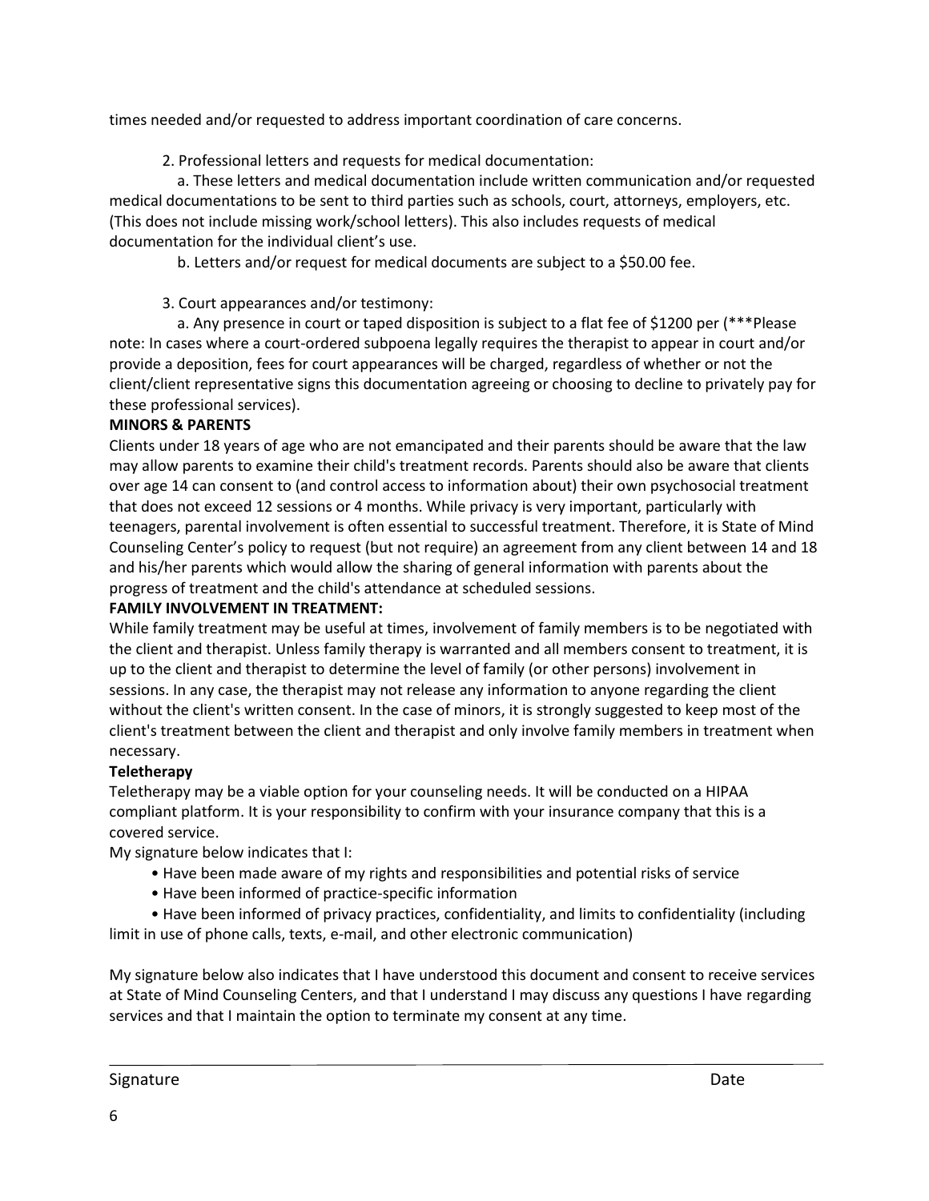times needed and/or requested to address important coordination of care concerns.

2. Professional letters and requests for medical documentation:

a. These letters and medical documentation include written communication and/or requested medical documentations to be sent to third parties such as schools, court, attorneys, employers, etc. (This does not include missing work/school letters). This also includes requests of medical documentation for the individual client's use.

b. Letters and/or request for medical documents are subject to a $50.00 fee.

3. Court appearances and/or testimony:

a. Any presence in court or taped disposition is subject to a flat fee of $1200 per (***Please note: In cases where a court-ordered subpoena legally requires the therapist to appear in court and/or provide a deposition, fees for court appearances will be charged, regardless of whether or not the client/client representative signs this documentation agreeing or choosing to decline to privately pay for these professional services).

**MINORS & PARENTS**

Clients under 18 years of age who are not emancipated and their parents should be aware that the law may allow parents to examine their child's treatment records. Parents should also be aware that clients over age 14 can consent to (and control access to information about) their own psychosocial treatment that does not exceed 12 sessions or 4 months. While privacy is very important, particularly with teenagers, parental involvement is often essential to successful treatment. Therefore, it is State of Mind Counseling Center's policy to request (but not require) an agreement from any client between 14 and 18 and his/her parents which would allow the sharing of general information with parents about the progress of treatment and the child's attendance at scheduled sessions.

**FAMILY INVOLVEMENT IN TREATMENT:**

While family treatment may be useful at times, involvement of family members is to be negotiated with the client and therapist. Unless family therapy is warranted and all members consent to treatment, it is up to the client and therapist to determine the level of family (or other persons) involvement in sessions. In any case, the therapist may not release any information to anyone regarding the client without the client's written consent. In the case of minors, it is strongly suggested to keep most of the client's treatment between the client and therapist and only involve family members in treatment when necessary.

**Teletherapy**

Teletherapy may be a viable option for your counseling needs. It will be conducted on a HIPAA compliant platform. It is your responsibility to confirm with your insurance company that this is a covered service.

My signature below indicates that I:

- Have been made aware of my rights and responsibilities and potential risks of service
- Have been informed of practice-specific information
- Have been informed of privacy practices, confidentiality, and limits to confidentiality (including limit in use of phone calls, texts, e-mail, and other electronic communication)

My signature below also indicates that I have understood this document and consent to receive services at State of Mind Counseling Centers, and that I understand I may discuss any questions I have regarding services and that I maintain the option to terminate my consent at any time.

\_\_\_\_\_\_\_\_\_\_\_\_\_\_\_\_\_\_\_\_\_\_\_\_\_\_\_\_\_\_\_\_\_\_\_\_\_\_\_\_\_\_\_\_\_\_\_\_\_\_\_\_\_\_\_\_\_\_\_\_\_\_\_\_\_\_\_\_\_\_\_\_

Signature                                                                                                                        Date